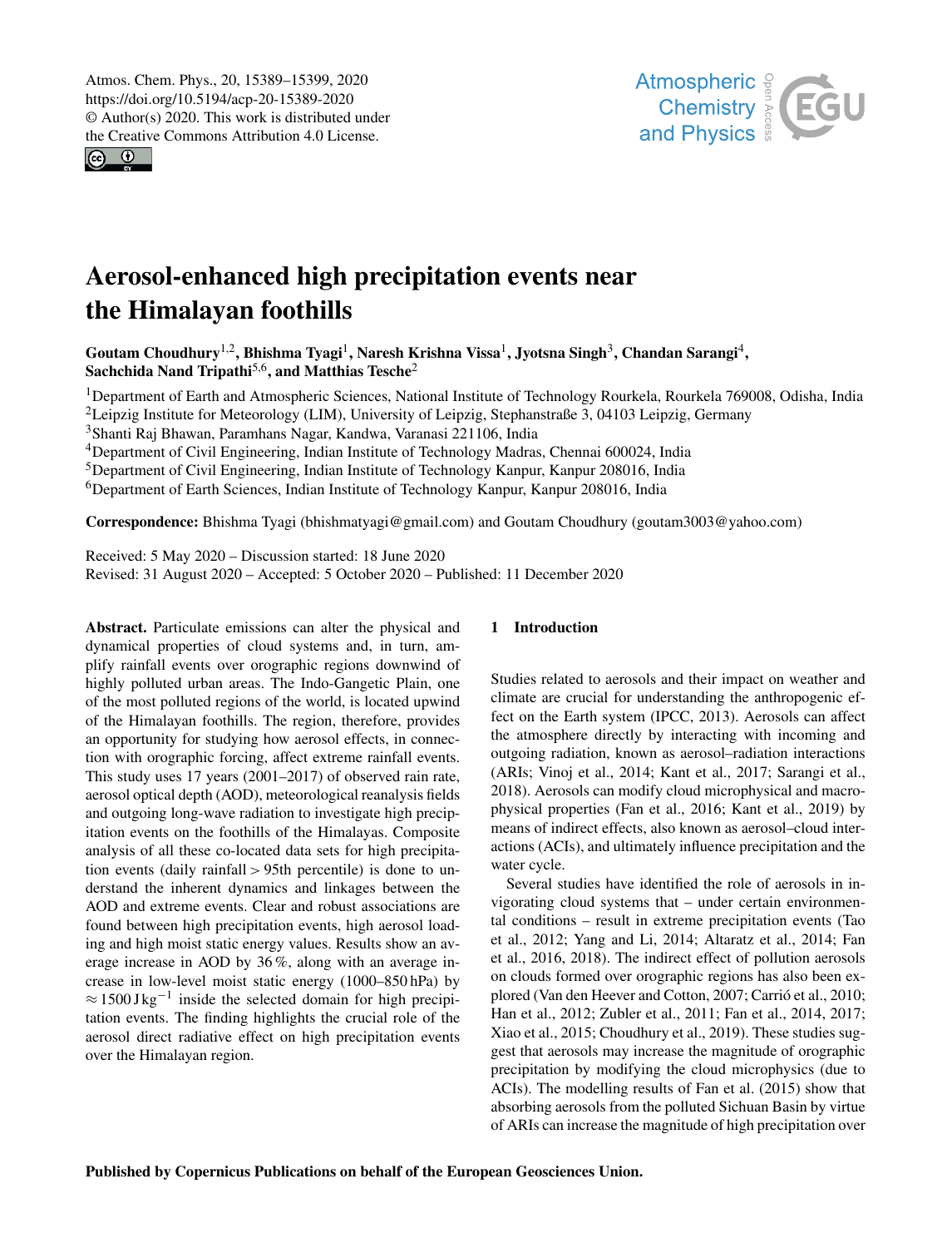# Aerosol-enhanced high precipitation events near the Himalayan foothills

**Goutam Choudhury[1,2], Bhishma Tyagi[1], Naresh Krishna Vissa[1], Jyotsna Singh[3], Chandan Sarangi[4], Sachchida Nand Tripathi[5,6], and Matthias Tesche[2]**

[1]Department of Earth and Atmospheric Sciences, National Institute of Technology Rourkela, Rourkela 769008, Odisha, India
[2]Leipzig Institute for Meteorology (LIM), University of Leipzig, Stephanstraße 3, 04103 Leipzig, Germany
[3]Shanti Raj Bhawan, Paramhans Nagar, Kandwa, Varanasi 221106, India
[4]Department of Civil Engineering, Indian Institute of Technology Madras, Chennai 600024, India
[5]Department of Civil Engineering, Indian Institute of Technology Kanpur, Kanpur 208016, India
[6]Department of Earth Sciences, Indian Institute of Technology Kanpur, Kanpur 208016, India

**Correspondence:** Bhishma Tyagi (bhishmatyagi@gmail.com) and Goutam Choudhury (goutam3003@yahoo.com)

Received: 5 May 2020 – Discussion started: 18 June 2020
Revised: 31 August 2020 – Accepted: 5 October 2020 – Published: 11 December 2020

**Abstract.** Particulate emissions can alter the physical and dynamical properties of cloud systems and, in turn, amplify rainfall events over orographic regions downwind of highly polluted urban areas. The Indo-Gangetic Plain, one of the most polluted regions of the world, is located upwind of the Himalayan foothills. The region, therefore, provides an opportunity for studying how aerosol effects, in connection with orographic forcing, affect extreme rainfall events. This study uses 17 years (2001–2017) of observed rain rate, aerosol optical depth (AOD), meteorological reanalysis fields and outgoing long-wave radiation to investigate high precipitation events on the foothills of the Himalayas. Composite analysis of all these co-located data sets for high precipitation events (daily rainfall > 95th percentile) is done to understand the inherent dynamics and linkages between the AOD and extreme events. Clear and robust associations are found between high precipitation events, high aerosol loading and high moist static energy values. Results show an average increase in AOD by 36 %, along with an average increase in low-level moist static energy (1000–850 hPa) by $\approx 1500\,\mathrm{J\,kg^{-1}}$ inside the selected domain for high precipitation events. The finding highlights the crucial role of the aerosol direct radiative effect on high precipitation events over the Himalayan region.

## 1 Introduction

Studies related to aerosols and their impact on weather and climate are crucial for understanding the anthropogenic effect on the Earth system (IPCC, 2013). Aerosols can affect the atmosphere directly by interacting with incoming and outgoing radiation, known as aerosol–radiation interactions (ARIs; Vinoj et al., 2014; Kant et al., 2017; Sarangi et al., 2018). Aerosols can modify cloud microphysical and macrophysical properties (Fan et al., 2016; Kant et al., 2019) by means of indirect effects, also known as aerosol–cloud interactions (ACIs), and ultimately influence precipitation and the water cycle.

Several studies have identified the role of aerosols in invigorating cloud systems that – under certain environmental conditions – result in extreme precipitation events (Tao et al., 2012; Yang and Li, 2014; Altaratz et al., 2014; Fan et al., 2016, 2018). The indirect effect of pollution aerosols on clouds formed over orographic regions has also been explored (Van den Heever and Cotton, 2007; Carrió et al., 2010; Han et al., 2012; Zubler et al., 2011; Fan et al., 2014, 2017; Xiao et al., 2015; Choudhury et al., 2019). These studies suggest that aerosols may increase the magnitude of orographic precipitation by modifying the cloud microphysics (due to ACIs). The modelling results of Fan et al. (2015) show that absorbing aerosols from the polluted Sichuan Basin by virtue of ARIs can increase the magnitude of high precipitation over

Published by Copernicus Publications on behalf of the European Geosciences Union.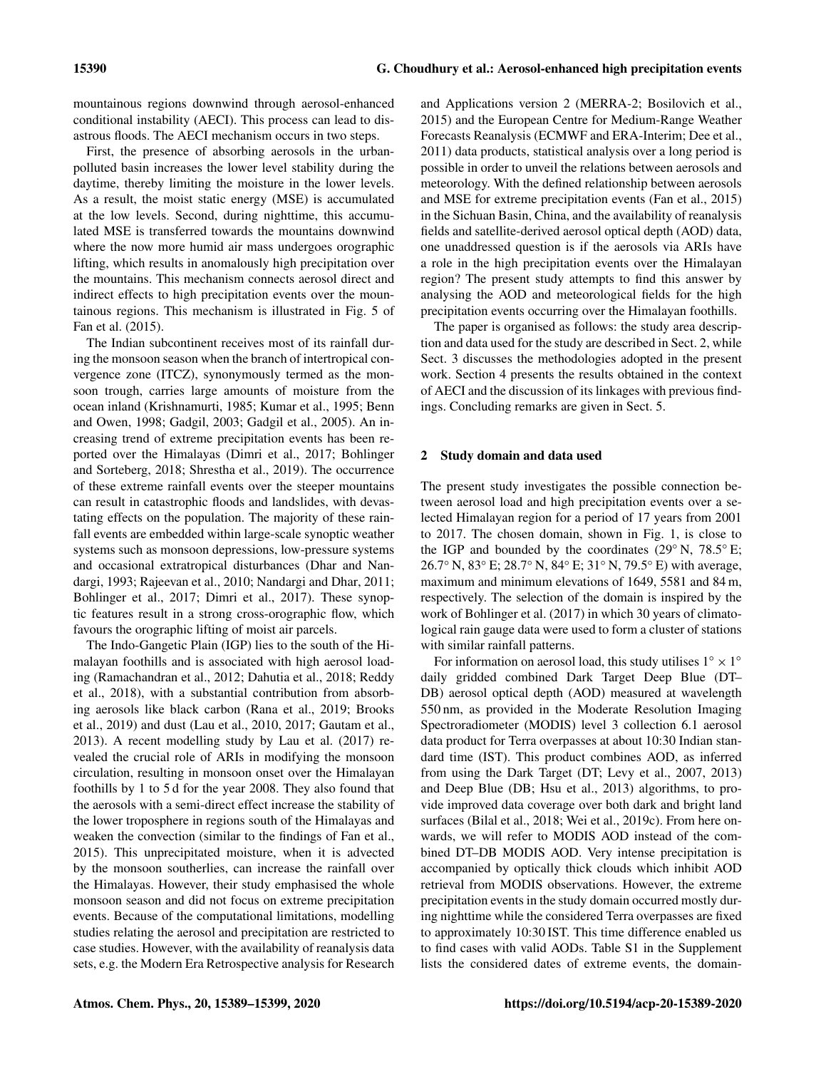mountainous regions downwind through aerosol-enhanced conditional instability (AECI). This process can lead to disastrous floods. The AECI mechanism occurs in two steps.

First, the presence of absorbing aerosols in the urban-polluted basin increases the lower level stability during the daytime, thereby limiting the moisture in the lower levels. As a result, the moist static energy (MSE) is accumulated at the low levels. Second, during nighttime, this accumulated MSE is transferred towards the mountains downwind where the now more humid air mass undergoes orographic lifting, which results in anomalously high precipitation over the mountains. This mechanism connects aerosol direct and indirect effects to high precipitation events over the mountainous regions. This mechanism is illustrated in Fig. 5 of Fan et al. (2015).

The Indian subcontinent receives most of its rainfall during the monsoon season when the branch of intertropical convergence zone (ITCZ), synonymously termed as the monsoon trough, carries large amounts of moisture from the ocean inland (Krishnamurti, 1985; Kumar et al., 1995; Benn and Owen, 1998; Gadgil, 2003; Gadgil et al., 2005). An increasing trend of extreme precipitation events has been reported over the Himalayas (Dimri et al., 2017; Bohlinger and Sorteberg, 2018; Shrestha et al., 2019). The occurrence of these extreme rainfall events over the steeper mountains can result in catastrophic floods and landslides, with devastating effects on the population. The majority of these rainfall events are embedded within large-scale synoptic weather systems such as monsoon depressions, low-pressure systems and occasional extratropical disturbances (Dhar and Nandargi, 1993; Rajeevan et al., 2010; Nandargi and Dhar, 2011; Bohlinger et al., 2017; Dimri et al., 2017). These synoptic features result in a strong cross-orographic flow, which favours the orographic lifting of moist air parcels.

The Indo-Gangetic Plain (IGP) lies to the south of the Himalayan foothills and is associated with high aerosol loading (Ramachandran et al., 2012; Dahutia et al., 2018; Reddy et al., 2018), with a substantial contribution from absorbing aerosols like black carbon (Rana et al., 2019; Brooks et al., 2019) and dust (Lau et al., 2010, 2017; Gautam et al., 2013). A recent modelling study by Lau et al. (2017) revealed the crucial role of ARIs in modifying the monsoon circulation, resulting in monsoon onset over the Himalayan foothills by 1 to 5 d for the year 2008. They also found that the aerosols with a semi-direct effect increase the stability of the lower troposphere in regions south of the Himalayas and weaken the convection (similar to the findings of Fan et al., 2015). This unprecipitated moisture, when it is advected by the monsoon southerlies, can increase the rainfall over the Himalayas. However, their study emphasised the whole monsoon season and did not focus on extreme precipitation events. Because of the computational limitations, modelling studies relating the aerosol and precipitation are restricted to case studies. However, with the availability of reanalysis data sets, e.g. the Modern Era Retrospective analysis for Research and Applications version 2 (MERRA-2; Bosilovich et al., 2015) and the European Centre for Medium-Range Weather Forecasts Reanalysis (ECMWF and ERA-Interim; Dee et al., 2011) data products, statistical analysis over a long period is possible in order to unveil the relations between aerosols and meteorology. With the defined relationship between aerosols and MSE for extreme precipitation events (Fan et al., 2015) in the Sichuan Basin, China, and the availability of reanalysis fields and satellite-derived aerosol optical depth (AOD) data, one unaddressed question is if the aerosols via ARIs have a role in the high precipitation events over the Himalayan region? The present study attempts to find this answer by analysing the AOD and meteorological fields for the high precipitation events occurring over the Himalayan foothills.

The paper is organised as follows: the study area description and data used for the study are described in Sect. 2, while Sect. 3 discusses the methodologies adopted in the present work. Section 4 presents the results obtained in the context of AECI and the discussion of its linkages with previous findings. Concluding remarks are given in Sect. 5.

## 2 Study domain and data used

The present study investigates the possible connection between aerosol load and high precipitation events over a selected Himalayan region for a period of 17 years from 2001 to 2017. The chosen domain, shown in Fig. 1, is close to the IGP and bounded by the coordinates (29° N, 78.5° E; 26.7° N, 83° E; 28.7° N, 84° E; 31° N, 79.5° E) with average, maximum and minimum elevations of 1649, 5581 and 84 m, respectively. The selection of the domain is inspired by the work of Bohlinger et al. (2017) in which 30 years of climatological rain gauge data were used to form a cluster of stations with similar rainfall patterns.

For information on aerosol load, this study utilises $1° \times 1°$ daily gridded combined Dark Target Deep Blue (DT–DB) aerosol optical depth (AOD) measured at wavelength 550 nm, as provided in the Moderate Resolution Imaging Spectroradiometer (MODIS) level 3 collection 6.1 aerosol data product for Terra overpasses at about 10:30 Indian standard time (IST). This product combines AOD, as inferred from using the Dark Target (DT; Levy et al., 2007, 2013) and Deep Blue (DB; Hsu et al., 2013) algorithms, to provide improved data coverage over both dark and bright land surfaces (Bilal et al., 2018; Wei et al., 2019c). From here onwards, we will refer to MODIS AOD instead of the combined DT–DB MODIS AOD. Very intense precipitation is accompanied by optically thick clouds which inhibit AOD retrieval from MODIS observations. However, the extreme precipitation events in the study domain occurred mostly during nighttime while the considered Terra overpasses are fixed to approximately 10:30 IST. This time difference enabled us to find cases with valid AODs. Table S1 in the Supplement lists the considered dates of extreme events, the domain-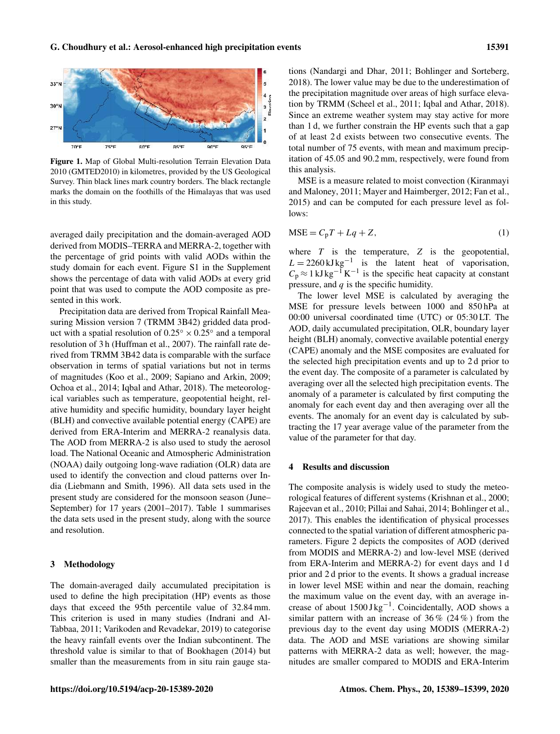Figure 1. Map of Global Multi-resolution Terrain Elevation Data 2010 (GMTED2010) in kilometres, provided by the US Geological Survey. Thin black lines mark country borders. The black rectangle marks the domain on the foothills of the Himalayas that was used in this study.

averaged daily precipitation and the domain-averaged AOD derived from MODIS–TERRA and MERRA-2, together with the percentage of grid points with valid AODs within the study domain for each event. Figure S1 in the Supplement shows the percentage of data with valid AODs at every grid point that was used to compute the AOD composite as presented in this work.

Precipitation data are derived from Tropical Rainfall Measuring Mission version 7 (TRMM 3B42) gridded data product with a spatial resolution of $0.25° \times 0.25°$ and a temporal resolution of 3 h (Huffman et al., 2007). The rainfall rate derived from TRMM 3B42 data is comparable with the surface observation in terms of spatial variations but not in terms of magnitudes (Koo et al., 2009; Sapiano and Arkin, 2009; Ochoa et al., 2014; Iqbal and Athar, 2018). The meteorological variables such as temperature, geopotential height, relative humidity and specific humidity, boundary layer height (BLH) and convective available potential energy (CAPE) are derived from ERA-Interim and MERRA-2 reanalysis data. The AOD from MERRA-2 is also used to study the aerosol load. The National Oceanic and Atmospheric Administration (NOAA) daily outgoing long-wave radiation (OLR) data are used to identify the convection and cloud patterns over India (Liebmann and Smith, 1996). All data sets used in the present study are considered for the monsoon season (June–September) for 17 years (2001–2017). Table 1 summarises the data sets used in the present study, along with the source and resolution.

## 3 Methodology

The domain-averaged daily accumulated precipitation is used to define the high precipitation (HP) events as those days that exceed the 95th percentile value of 32.84 mm. This criterion is used in many studies (Indrani and Al-Tabbaa, 2011; Varikoden and Revadekar, 2019) to categorise the heavy rainfall events over the Indian subcontinent. The threshold value is similar to that of Bookhagen (2014) but smaller than the measurements from in situ rain gauge stations (Nandargi and Dhar, 2011; Bohlinger and Sorteberg, 2018). The lower value may be due to the underestimation of the precipitation magnitude over areas of high surface elevation by TRMM (Scheel et al., 2011; Iqbal and Athar, 2018). Since an extreme weather system may stay active for more than 1 d, we further constrain the HP events such that a gap of at least 2 d exists between two consecutive events. The total number of 75 events, with mean and maximum precipitation of 45.05 and 90.2 mm, respectively, were found from this analysis.

MSE is a measure related to moist convection (Kiranmayi and Maloney, 2011; Mayer and Haimberger, 2012; Fan et al., 2015) and can be computed for each pressure level as follows:

$$\mathrm{MSE} = C_\mathrm{p}T + Lq + Z, \qquad (1)$$

where $T$ is the temperature, $Z$ is the geopotential, $L = 2260\,\mathrm{kJ\,kg^{-1}}$ is the latent heat of vaporisation, $C_\mathrm{p} \approx 1\,\mathrm{kJ\,kg^{-1}\,K^{-1}}$ is the specific heat capacity at constant pressure, and $q$ is the specific humidity.

The lower level MSE is calculated by averaging the MSE for pressure levels between 1000 and 850 hPa at 00:00 universal coordinated time (UTC) or 05:30 LT. The AOD, daily accumulated precipitation, OLR, boundary layer height (BLH) anomaly, convective available potential energy (CAPE) anomaly and the MSE composites are evaluated for the selected high precipitation events and up to 2 d prior to the event day. The composite of a parameter is calculated by averaging over all the selected high precipitation events. The anomaly of a parameter is calculated by first computing the anomaly for each event day and then averaging over all the events. The anomaly for an event day is calculated by subtracting the 17 year average value of the parameter from the value of the parameter for that day.

## 4 Results and discussion

The composite analysis is widely used to study the meteorological features of different systems (Krishnan et al., 2000; Rajeevan et al., 2010; Pillai and Sahai, 2014; Bohlinger et al., 2017). This enables the identification of physical processes connected to the spatial variation of different atmospheric parameters. Figure 2 depicts the composites of AOD (derived from MODIS and MERRA-2) and low-level MSE (derived from ERA-Interim and MERRA-2) for event days and 1 d prior and 2 d prior to the events. It shows a gradual increase in lower level MSE within and near the domain, reaching the maximum value on the event day, with an average increase of about $1500\,\mathrm{J\,kg^{-1}}$. Coincidentally, AOD shows a similar pattern with an increase of 36 % (24 %) from the previous day to the event day using MODIS (MERRA-2) data. The AOD and MSE variations are showing similar patterns with MERRA-2 data as well; however, the magnitudes are smaller compared to MODIS and ERA-Interim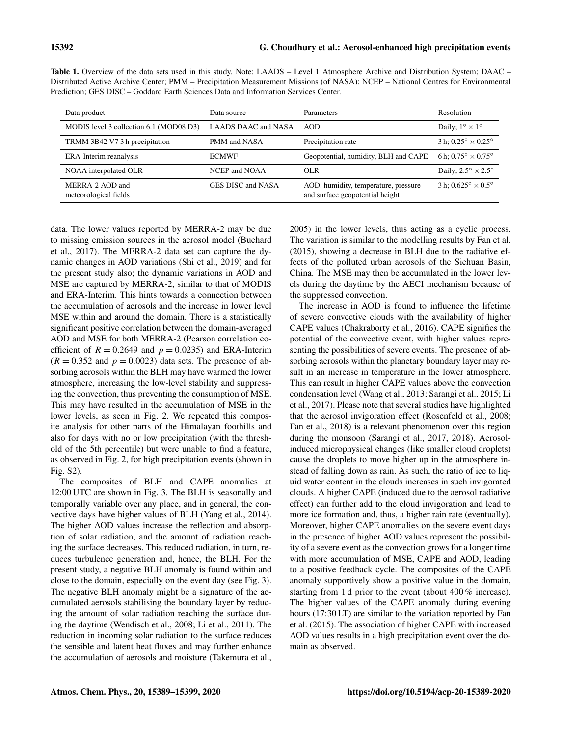**Table 1.** Overview of the data sets used in this study. Note: LAADS – Level 1 Atmosphere Archive and Distribution System; DAAC – Distributed Active Archive Center; PMM – Precipitation Measurement Missions (of NASA); NCEP – National Centres for Environmental Prediction; GES DISC – Goddard Earth Sciences Data and Information Services Center.

| Data product | Data source | Parameters | Resolution |
|---|---|---|---|
| MODIS level 3 collection 6.1 (MOD08 D3) | LAADS DAAC and NASA | AOD | Daily; $1^\circ \times 1^\circ$ |
| TRMM 3B42 V7 3 h precipitation | PMM and NASA | Precipitation rate | 3 h; $0.25^\circ \times 0.25^\circ$ |
| ERA-Interim reanalysis | ECMWF | Geopotential, humidity, BLH and CAPE | 6 h; $0.75^\circ \times 0.75^\circ$ |
| NOAA interpolated OLR | NCEP and NOAA | OLR | Daily; $2.5^\circ \times 2.5^\circ$ |
| MERRA-2 AOD and meteorological fields | GES DISC and NASA | AOD, humidity, temperature, pressure and surface geopotential height | 3 h; $0.625^\circ \times 0.5^\circ$ |

data. The lower values reported by MERRA-2 may be due to missing emission sources in the aerosol model (Buchard et al., 2017). The MERRA-2 data set can capture the dynamic changes in AOD variations (Shi et al., 2019) and for the present study also; the dynamic variations in AOD and MSE are captured by MERRA-2, similar to that of MODIS and ERA-Interim. This hints towards a connection between the accumulation of aerosols and the increase in lower level MSE within and around the domain. There is a statistically significant positive correlation between the domain-averaged AOD and MSE for both MERRA-2 (Pearson correlation coefficient of $R = 0.2649$ and $p = 0.0235$) and ERA-Interim ($R = 0.352$ and $p = 0.0023$) data sets. The presence of absorbing aerosols within the BLH may have warmed the lower atmosphere, increasing the low-level stability and suppressing the convection, thus preventing the consumption of MSE. This may have resulted in the accumulation of MSE in the lower levels, as seen in Fig. 2. We repeated this composite analysis for other parts of the Himalayan foothills and also for days with no or low precipitation (with the threshold of the 5th percentile) but were unable to find a feature, as observed in Fig. 2, for high precipitation events (shown in Fig. S2).

The composites of BLH and CAPE anomalies at 12:00 UTC are shown in Fig. 3. The BLH is seasonally and temporally variable over any place, and in general, the convective days have higher values of BLH (Yang et al., 2014). The higher AOD values increase the reflection and absorption of solar radiation, and the amount of radiation reaching the surface decreases. This reduced radiation, in turn, reduces turbulence generation and, hence, the BLH. For the present study, a negative BLH anomaly is found within and close to the domain, especially on the event day (see Fig. 3). The negative BLH anomaly might be a signature of the accumulated aerosols stabilising the boundary layer by reducing the amount of solar radiation reaching the surface during the daytime (Wendisch et al., 2008; Li et al., 2011). The reduction in incoming solar radiation to the surface reduces the sensible and latent heat fluxes and may further enhance the accumulation of aerosols and moisture (Takemura et al., 2005) in the lower levels, thus acting as a cyclic process. The variation is similar to the modelling results by Fan et al. (2015), showing a decrease in BLH due to the radiative effects of the polluted urban aerosols of the Sichuan Basin, China. The MSE may then be accumulated in the lower levels during the daytime by the AECI mechanism because of the suppressed convection.

The increase in AOD is found to influence the lifetime of severe convective clouds with the availability of higher CAPE values (Chakraborty et al., 2016). CAPE signifies the potential of the convective event, with higher values representing the possibilities of severe events. The presence of absorbing aerosols within the planetary boundary layer may result in an increase in temperature in the lower atmosphere. This can result in higher CAPE values above the convection condensation level (Wang et al., 2013; Sarangi et al., 2015; Li et al., 2017). Please note that several studies have highlighted that the aerosol invigoration effect (Rosenfeld et al., 2008; Fan et al., 2018) is a relevant phenomenon over this region during the monsoon (Sarangi et al., 2017, 2018). Aerosol-induced microphysical changes (like smaller cloud droplets) cause the droplets to move higher up in the atmosphere instead of falling down as rain. As such, the ratio of ice to liquid water content in the clouds increases in such invigorated clouds. A higher CAPE (induced due to the aerosol radiative effect) can further add to the cloud invigoration and lead to more ice formation and, thus, a higher rain rate (eventually). Moreover, higher CAPE anomalies on the severe event days in the presence of higher AOD values represent the possibility of a severe event as the convection grows for a longer time with more accumulation of MSE, CAPE and AOD, leading to a positive feedback cycle. The composites of the CAPE anomaly supportively show a positive value in the domain, starting from 1 d prior to the event (about 400 % increase). The higher values of the CAPE anomaly during evening hours (17:30 LT) are similar to the variation reported by Fan et al. (2015). The association of higher CAPE with increased AOD values results in a high precipitation event over the domain as observed.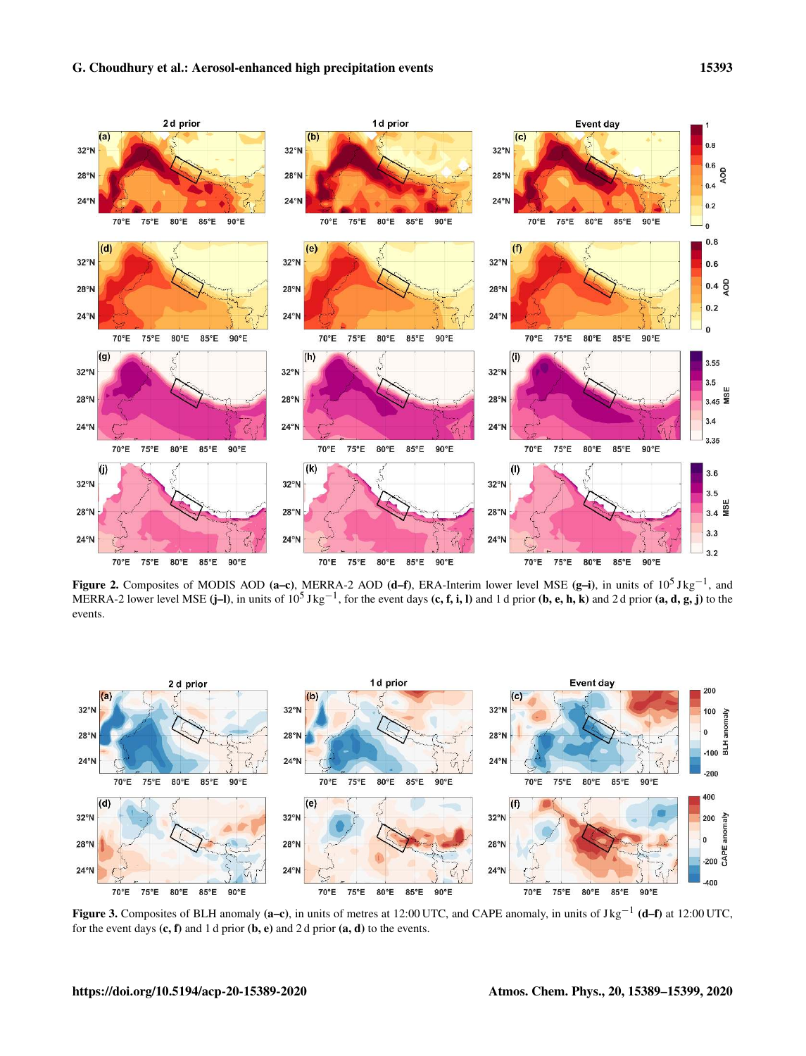**Figure 2.** Composites of MODIS AOD **(a–c)**, MERRA-2 AOD **(d–f)**, ERA-Interim lower level MSE **(g–i)**, in units of $10^5$ J kg$^{-1}$, and MERRA-2 lower level MSE **(j–l)**, in units of $10^5$ J kg$^{-1}$, for the event days **(c, f, i, l)** and 1 d prior **(b, e, h, k)** and 2 d prior **(a, d, g, j)** to the events.

**Figure 3.** Composites of BLH anomaly **(a–c)**, in units of metres at 12:00 UTC, and CAPE anomaly, in units of J kg$^{-1}$ **(d–f)** at 12:00 UTC, for the event days **(c, f)** and 1 d prior **(b, e)** and 2 d prior **(a, d)** to the events.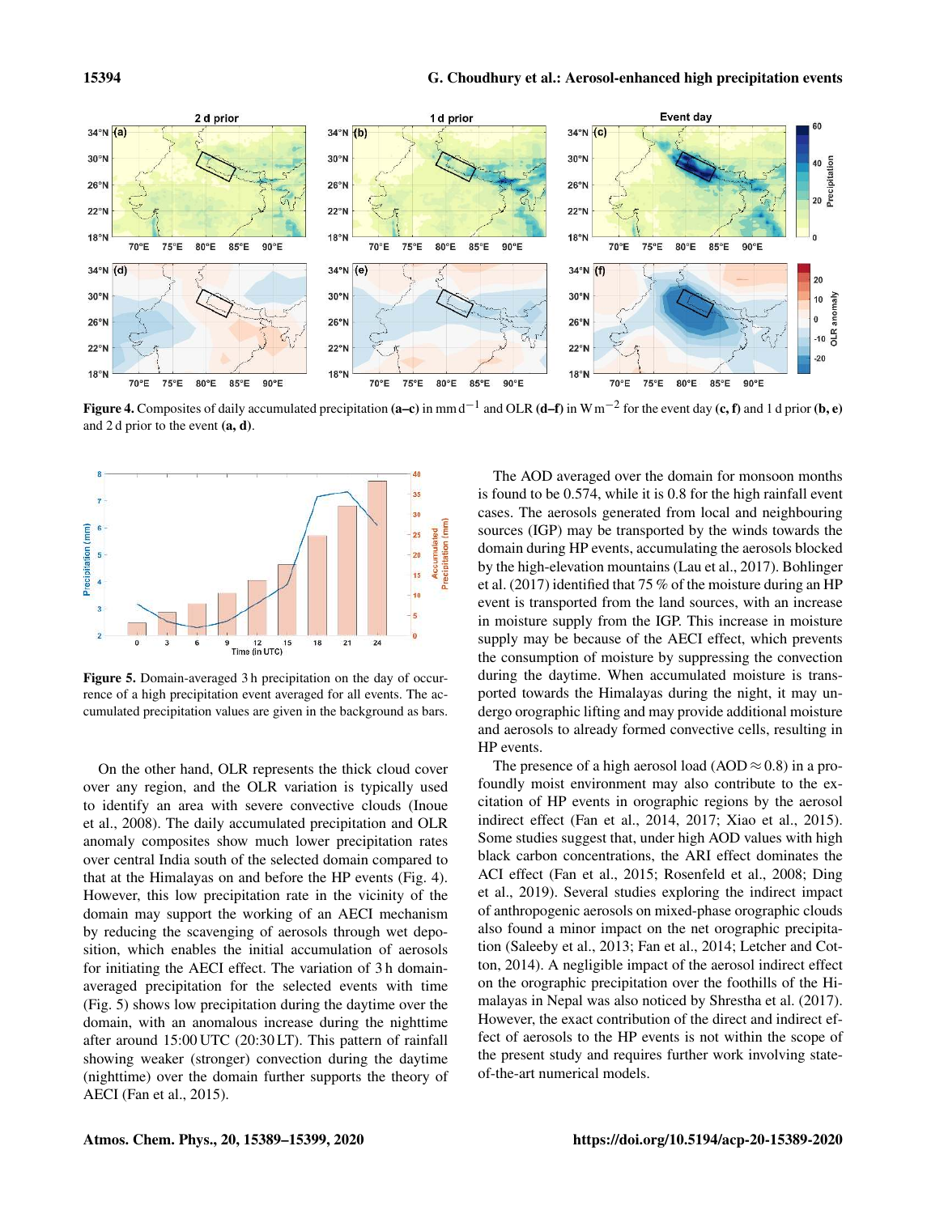Figure 4. Composites of daily accumulated precipitation **(a–c)** in mm $d^{-1}$ and OLR **(d–f)** in W $m^{-2}$ for the event day **(c, f)** and 1 d prior **(b, e)** and 2 d prior to the event **(a, d)**.

Figure 5. Domain-averaged 3 h precipitation on the day of occurrence of a high precipitation event averaged for all events. The accumulated precipitation values are given in the background as bars.

On the other hand, OLR represents the thick cloud cover over any region, and the OLR variation is typically used to identify an area with severe convective clouds (Inoue et al., 2008). The daily accumulated precipitation and OLR anomaly composites show much lower precipitation rates over central India south of the selected domain compared to that at the Himalayas on and before the HP events (Fig. 4). However, this low precipitation rate in the vicinity of the domain may support the working of an AECI mechanism by reducing the scavenging of aerosols through wet deposition, which enables the initial accumulation of aerosols for initiating the AECI effect. The variation of 3 h domain-averaged precipitation for the selected events with time (Fig. 5) shows low precipitation during the daytime over the domain, with an anomalous increase during the nighttime after around 15:00 UTC (20:30 LT). This pattern of rainfall showing weaker (stronger) convection during the daytime (nighttime) over the domain further supports the theory of AECI (Fan et al., 2015).

The AOD averaged over the domain for monsoon months is found to be 0.574, while it is 0.8 for the high rainfall event cases. The aerosols generated from local and neighbouring sources (IGP) may be transported by the winds towards the domain during HP events, accumulating the aerosols blocked by the high-elevation mountains (Lau et al., 2017). Bohlinger et al. (2017) identified that 75 % of the moisture during an HP event is transported from the land sources, with an increase in moisture supply from the IGP. This increase in moisture supply may be because of the AECI effect, which prevents the consumption of moisture by suppressing the convection during the daytime. When accumulated moisture is transported towards the Himalayas during the night, it may undergo orographic lifting and may provide additional moisture and aerosols to already formed convective cells, resulting in HP events.

The presence of a high aerosol load (AOD $\approx$ 0.8) in a profoundly moist environment may also contribute to the excitation of HP events in orographic regions by the aerosol indirect effect (Fan et al., 2014, 2017; Xiao et al., 2015). Some studies suggest that, under high AOD values with high black carbon concentrations, the ARI effect dominates the ACI effect (Fan et al., 2015; Rosenfeld et al., 2008; Ding et al., 2019). Several studies exploring the indirect impact of anthropogenic aerosols on mixed-phase orographic clouds also found a minor impact on the net orographic precipitation (Saleeby et al., 2013; Fan et al., 2014; Letcher and Cotton, 2014). A negligible impact of the aerosol indirect effect on the orographic precipitation over the foothills of the Himalayas in Nepal was also noticed by Shrestha et al. (2017). However, the exact contribution of the direct and indirect effect of aerosols to the HP events is not within the scope of the present study and requires further work involving state-of-the-art numerical models.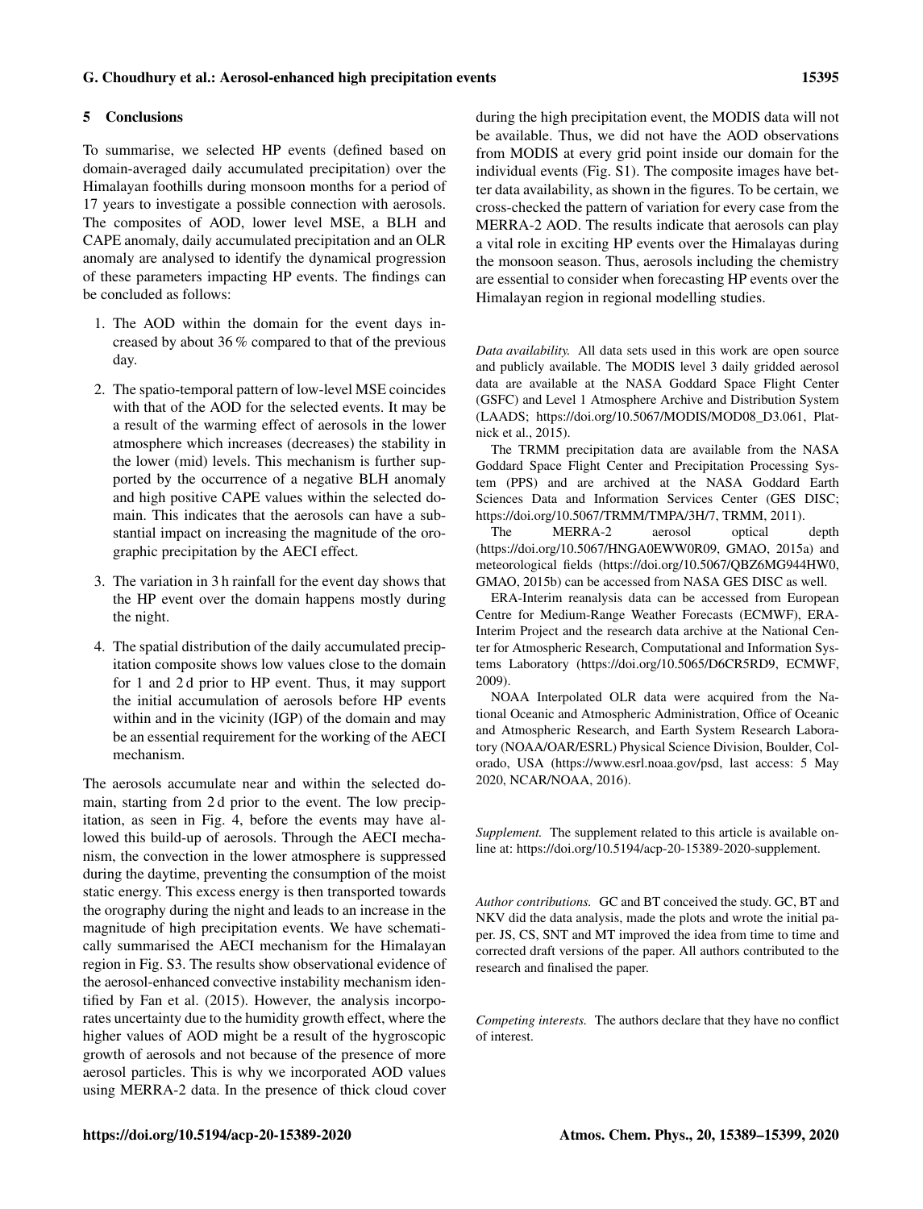## 5 Conclusions

To summarise, we selected HP events (defined based on domain-averaged daily accumulated precipitation) over the Himalayan foothills during monsoon months for a period of 17 years to investigate a possible connection with aerosols. The composites of AOD, lower level MSE, a BLH and CAPE anomaly, daily accumulated precipitation and an OLR anomaly are analysed to identify the dynamical progression of these parameters impacting HP events. The findings can be concluded as follows:

1. The AOD within the domain for the event days increased by about 36 % compared to that of the previous day.

2. The spatio-temporal pattern of low-level MSE coincides with that of the AOD for the selected events. It may be a result of the warming effect of aerosols in the lower atmosphere which increases (decreases) the stability in the lower (mid) levels. This mechanism is further supported by the occurrence of a negative BLH anomaly and high positive CAPE values within the selected domain. This indicates that the aerosols can have a substantial impact on increasing the magnitude of the orographic precipitation by the AECI effect.

3. The variation in 3 h rainfall for the event day shows that the HP event over the domain happens mostly during the night.

4. The spatial distribution of the daily accumulated precipitation composite shows low values close to the domain for 1 and 2 d prior to HP event. Thus, it may support the initial accumulation of aerosols before HP events within and in the vicinity (IGP) of the domain and may be an essential requirement for the working of the AECI mechanism.

The aerosols accumulate near and within the selected domain, starting from 2 d prior to the event. The low precipitation, as seen in Fig. 4, before the events may have allowed this build-up of aerosols. Through the AECI mechanism, the convection in the lower atmosphere is suppressed during the daytime, preventing the consumption of the moist static energy. This excess energy is then transported towards the orography during the night and leads to an increase in the magnitude of high precipitation events. We have schematically summarised the AECI mechanism for the Himalayan region in Fig. S3. The results show observational evidence of the aerosol-enhanced convective instability mechanism identified by Fan et al. (2015). However, the analysis incorporates uncertainty due to the humidity growth effect, where the higher values of AOD might be a result of the hygroscopic growth of aerosols and not because of the presence of more aerosol particles. This is why we incorporated AOD values using MERRA-2 data. In the presence of thick cloud cover during the high precipitation event, the MODIS data will not be available. Thus, we did not have the AOD observations from MODIS at every grid point inside our domain for the individual events (Fig. S1). The composite images have better data availability, as shown in the figures. To be certain, we cross-checked the pattern of variation for every case from the MERRA-2 AOD. The results indicate that aerosols can play a vital role in exciting HP events over the Himalayas during the monsoon season. Thus, aerosols including the chemistry are essential to consider when forecasting HP events over the Himalayan region in regional modelling studies.

*Data availability.* All data sets used in this work are open source and publicly available. The MODIS level 3 daily gridded aerosol data are available at the NASA Goddard Space Flight Center (GSFC) and Level 1 Atmosphere Archive and Distribution System (LAADS; https://doi.org/10.5067/MODIS/MOD08_D3.061, Platnick et al., 2015).

The TRMM precipitation data are available from the NASA Goddard Space Flight Center and Precipitation Processing System (PPS) and are archived at the NASA Goddard Earth Sciences Data and Information Services Center (GES DISC; https://doi.org/10.5067/TRMM/TMPA/3H/7, TRMM, 2011).

The MERRA-2 aerosol optical depth (https://doi.org/10.5067/HNGA0EWW0R09, GMAO, 2015a) and meteorological fields (https://doi.org/10.5067/QBZ6MG944HW0, GMAO, 2015b) can be accessed from NASA GES DISC as well.

ERA-Interim reanalysis data can be accessed from European Centre for Medium-Range Weather Forecasts (ECMWF), ERA-Interim Project and the research data archive at the National Center for Atmospheric Research, Computational and Information Systems Laboratory (https://doi.org/10.5065/D6CR5RD9, ECMWF, 2009).

NOAA Interpolated OLR data were acquired from the National Oceanic and Atmospheric Administration, Office of Oceanic and Atmospheric Research, and Earth System Research Laboratory (NOAA/OAR/ESRL) Physical Science Division, Boulder, Colorado, USA (https://www.esrl.noaa.gov/psd, last access: 5 May 2020, NCAR/NOAA, 2016).

*Supplement.* The supplement related to this article is available online at: https://doi.org/10.5194/acp-20-15389-2020-supplement.

*Author contributions.* GC and BT conceived the study. GC, BT and NKV did the data analysis, made the plots and wrote the initial paper. JS, CS, SNT and MT improved the idea from time to time and corrected draft versions of the paper. All authors contributed to the research and finalised the paper.

*Competing interests.* The authors declare that they have no conflict of interest.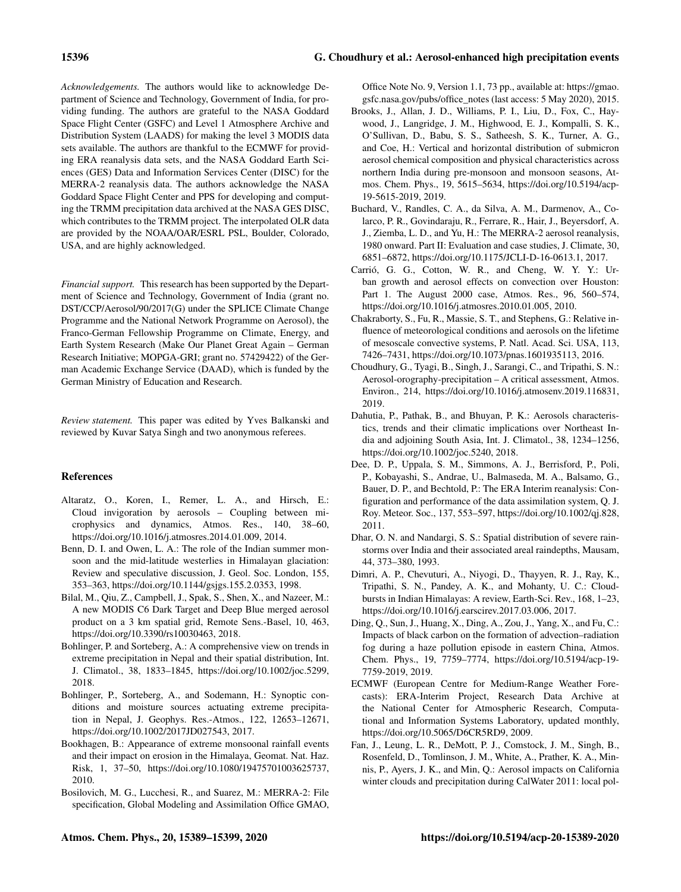*Acknowledgements.* The authors would like to acknowledge Department of Science and Technology, Government of India, for providing funding. The authors are grateful to the NASA Goddard Space Flight Center (GSFC) and Level 1 Atmosphere Archive and Distribution System (LAADS) for making the level 3 MODIS data sets available. The authors are thankful to the ECMWF for providing ERA reanalysis data sets, and the NASA Goddard Earth Sciences (GES) Data and Information Services Center (DISC) for the MERRA-2 reanalysis data. The authors acknowledge the NASA Goddard Space Flight Center and PPS for developing and computing the TRMM precipitation data archived at the NASA GES DISC, which contributes to the TRMM project. The interpolated OLR data are provided by the NOAA/OAR/ESRL PSL, Boulder, Colorado, USA, and are highly acknowledged.

*Financial support.* This research has been supported by the Department of Science and Technology, Government of India (grant no. DST/CCP/Aerosol/90/2017(G) under the SPLICE Climate Change Programme and the National Network Programme on Aerosol), the Franco-German Fellowship Programme on Climate, Energy, and Earth System Research (Make Our Planet Great Again – German Research Initiative; MOPGA-GRI; grant no. 57429422) of the German Academic Exchange Service (DAAD), which is funded by the German Ministry of Education and Research.

*Review statement.* This paper was edited by Yves Balkanski and reviewed by Kuvar Satya Singh and two anonymous referees.

## References

Altaratz, O., Koren, I., Remer, L. A., and Hirsch, E.: Cloud invigoration by aerosols – Coupling between microphysics and dynamics, Atmos. Res., 140, 38–60, https://doi.org/10.1016/j.atmosres.2014.01.009, 2014.

Benn, D. I. and Owen, L. A.: The role of the Indian summer monsoon and the mid-latitude westerlies in Himalayan glaciation: Review and speculative discussion, J. Geol. Soc. London, 155, 353–363, https://doi.org/10.1144/gsjgs.155.2.0353, 1998.

Bilal, M., Qiu, Z., Campbell, J., Spak, S., Shen, X., and Nazeer, M.: A new MODIS C6 Dark Target and Deep Blue merged aerosol product on a 3 km spatial grid, Remote Sens.-Basel, 10, 463, https://doi.org/10.3390/rs10030463, 2018.

Bohlinger, P. and Sorteberg, A.: A comprehensive view on trends in extreme precipitation in Nepal and their spatial distribution, Int. J. Climatol., 38, 1833–1845, https://doi.org/10.1002/joc.5299, 2018.

Bohlinger, P., Sorteberg, A., and Sodemann, H.: Synoptic conditions and moisture sources actuating extreme precipitation in Nepal, J. Geophys. Res.-Atmos., 122, 12653–12671, https://doi.org/10.1002/2017JD027543, 2017.

Bookhagen, B.: Appearance of extreme monsoonal rainfall events and their impact on erosion in the Himalaya, Geomat. Nat. Haz. Risk, 1, 37–50, https://doi.org/10.1080/19475701003625737, 2010.

Bosilovich, M. G., Lucchesi, R., and Suarez, M.: MERRA-2: File specification, Global Modeling and Assimilation Office GMAO, Office Note No. 9, Version 1.1, 73 pp., available at: https://gmao.gsfc.nasa.gov/pubs/office_notes (last access: 5 May 2020), 2015.

Brooks, J., Allan, J. D., Williams, P. I., Liu, D., Fox, C., Haywood, J., Langridge, J. M., Highwood, E. J., Kompalli, S. K., O'Sullivan, D., Babu, S. S., Satheesh, S. K., Turner, A. G., and Coe, H.: Vertical and horizontal distribution of submicron aerosol chemical composition and physical characteristics across northern India during pre-monsoon and monsoon seasons, Atmos. Chem. Phys., 19, 5615–5634, https://doi.org/10.5194/acp-19-5615-2019, 2019.

Buchard, V., Randles, C. A., da Silva, A. M., Darmenov, A., Colarco, P. R., Govindaraju, R., Ferrare, R., Hair, J., Beyersdorf, A. J., Ziemba, L. D., and Yu, H.: The MERRA-2 aerosol reanalysis, 1980 onward. Part II: Evaluation and case studies, J. Climate, 30, 6851–6872, https://doi.org/10.1175/JCLI-D-16-0613.1, 2017.

Carrió, G. G., Cotton, W. R., and Cheng, W. Y. Y.: Urban growth and aerosol effects on convection over Houston: Part 1. The August 2000 case, Atmos. Res., 96, 560–574, https://doi.org/10.1016/j.atmosres.2010.01.005, 2010.

Chakraborty, S., Fu, R., Massie, S. T., and Stephens, G.: Relative influence of meteorological conditions and aerosols on the lifetime of mesoscale convective systems, P. Natl. Acad. Sci. USA, 113, 7426–7431, https://doi.org/10.1073/pnas.1601935113, 2016.

Choudhury, G., Tyagi, B., Singh, J., Sarangi, C., and Tripathi, S. N.: Aerosol-orography-precipitation – A critical assessment, Atmos. Environ., 214, https://doi.org/10.1016/j.atmosenv.2019.116831, 2019.

Dahutia, P., Pathak, B., and Bhuyan, P. K.: Aerosols characteristics, trends and their climatic implications over Northeast India and adjoining South Asia, Int. J. Climatol., 38, 1234–1256, https://doi.org/10.1002/joc.5240, 2018.

Dee, D. P., Uppala, S. M., Simmons, A. J., Berrisford, P., Poli, P., Kobayashi, S., Andrae, U., Balmaseda, M. A., Balsamo, G., Bauer, D. P., and Bechtold, P.: The ERA Interim reanalysis: Configuration and performance of the data assimilation system, Q. J. Roy. Meteor. Soc., 137, 553–597, https://doi.org/10.1002/qj.828, 2011.

Dhar, O. N. and Nandargi, S. S.: Spatial distribution of severe rainstorms over India and their associated areal raindepths, Mausam, 44, 373–380, 1993.

Dimri, A. P., Chevuturi, A., Niyogi, D., Thayyen, R. J., Ray, K., Tripathi, S. N., Pandey, A. K., and Mohanty, U. C.: Cloudbursts in Indian Himalayas: A review, Earth-Sci. Rev., 168, 1–23, https://doi.org/10.1016/j.earscirev.2017.03.006, 2017.

Ding, Q., Sun, J., Huang, X., Ding, A., Zou, J., Yang, X., and Fu, C.: Impacts of black carbon on the formation of advection–radiation fog during a haze pollution episode in eastern China, Atmos. Chem. Phys., 19, 7759–7774, https://doi.org/10.5194/acp-19-7759-2019, 2019.

ECMWF (European Centre for Medium-Range Weather Forecasts): ERA-Interim Project, Research Data Archive at the National Center for Atmospheric Research, Computational and Information Systems Laboratory, updated monthly, https://doi.org/10.5065/D6CR5RD9, 2009.

Fan, J., Leung, L. R., DeMott, P. J., Comstock, J. M., Singh, B., Rosenfeld, D., Tomlinson, J. M., White, A., Prather, K. A., Minnis, P., Ayers, J. K., and Min, Q.: Aerosol impacts on California winter clouds and precipitation during CalWater 2011: local pol-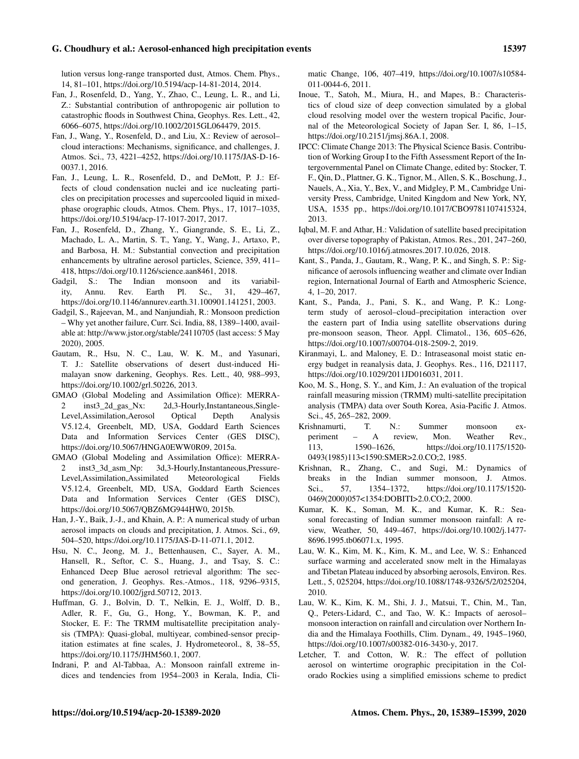lution versus long-range transported dust, Atmos. Chem. Phys., 14, 81–101, https://doi.org/10.5194/acp-14-81-2014, 2014.

Fan, J., Rosenfeld, D., Yang, Y., Zhao, C., Leung, L. R., and Li, Z.: Substantial contribution of anthropogenic air pollution to catastrophic floods in Southwest China, Geophys. Res. Lett., 42, 6066–6075, https://doi.org/10.1002/2015GL064479, 2015.

Fan, J., Wang, Y., Rosenfeld, D., and Liu, X.: Review of aerosol–cloud interactions: Mechanisms, significance, and challenges, J. Atmos. Sci., 73, 4221–4252, https://doi.org/10.1175/JAS-D-16-0037.1, 2016.

Fan, J., Leung, L. R., Rosenfeld, D., and DeMott, P. J.: Effects of cloud condensation nuclei and ice nucleating particles on precipitation processes and supercooled liquid in mixed-phase orographic clouds, Atmos. Chem. Phys., 17, 1017–1035, https://doi.org/10.5194/acp-17-1017-2017, 2017.

Fan, J., Rosenfeld, D., Zhang, Y., Giangrande, S. E., Li, Z., Machado, L. A., Martin, S. T., Yang, Y., Wang, J., Artaxo, P., and Barbosa, H. M.: Substantial convection and precipitation enhancements by ultrafine aerosol particles, Science, 359, 411–418, https://doi.org/10.1126/science.aan8461, 2018.

Gadgil, S.: The Indian monsoon and its variability, Annu. Rev. Earth Pl. Sc., 31, 429–467, https://doi.org/10.1146/annurev.earth.31.100901.141251, 2003.

Gadgil, S., Rajeevan, M., and Nanjundiah, R.: Monsoon prediction – Why yet another failure, Curr. Sci. India, 88, 1389–1400, available at: http://www.jstor.org/stable/24110705 (last access: 5 May 2020), 2005.

Gautam, R., Hsu, N. C., Lau, W. K. M., and Yasunari, T. J.: Satellite observations of desert dust-induced Himalayan snow darkening, Geophys. Res. Lett., 40, 988–993, https://doi.org/10.1002/grl.50226, 2013.

GMAO (Global Modeling and Assimilation Office): MERRA-2 inst3_2d_gas_Nx: 2d,3-Hourly,Instantaneous,Single-Level,Assimilation,Aerosol Optical Depth Analysis V5.12.4, Greenbelt, MD, USA, Goddard Earth Sciences Data and Information Services Center (GES DISC), https://doi.org/10.5067/HNGA0EWW0R09, 2015a.

GMAO (Global Modeling and Assimilation Office): MERRA-2 inst3_3d_asm_Np: 3d,3-Hourly,Instantaneous,Pressure-Level,Assimilation,Assimilated Meteorological Fields V5.12.4, Greenbelt, MD, USA, Goddard Earth Sciences Data and Information Services Center (GES DISC), https://doi.org/10.5067/QBZ6MG944HW0, 2015b.

Han, J.-Y., Baik, J.-J., and Khain, A. P.: A numerical study of urban aerosol impacts on clouds and precipitation, J. Atmos. Sci., 69, 504–520, https://doi.org/10.1175/JAS-D-11-071.1, 2012.

Hsu, N. C., Jeong, M. J., Bettenhausen, C., Sayer, A. M., Hansell, R., Seftor, C. S., Huang, J., and Tsay, S. C.: Enhanced Deep Blue aerosol retrieval algorithm: The second generation, J. Geophys. Res.-Atmos., 118, 9296–9315, https://doi.org/10.1002/jgrd.50712, 2013.

Huffman, G. J., Bolvin, D. T., Nelkin, E. J., Wolff, D. B., Adler, R. F., Gu, G., Hong, Y., Bowman, K. P., and Stocker, E. F.: The TRMM multisatellite precipitation analysis (TMPA): Quasi-global, multiyear, combined-sensor precipitation estimates at fine scales, J. Hydrometeorol., 8, 38–55, https://doi.org/10.1175/JHM560.1, 2007.

Indrani, P. and Al-Tabbaa, A.: Monsoon rainfall extreme indices and tendencies from 1954–2003 in Kerala, India, Climatic Change, 106, 407–419, https://doi.org/10.1007/s10584-011-0044-6, 2011.

Inoue, T., Satoh, M., Miura, H., and Mapes, B.: Characteristics of cloud size of deep convection simulated by a global cloud resolving model over the western tropical Pacific, Journal of the Meteorological Society of Japan Ser. I, 86, 1–15, https://doi.org/10.2151/jmsj.86A.1, 2008.

IPCC: Climate Change 2013: The Physical Science Basis. Contribution of Working Group I to the Fifth Assessment Report of the Intergovernmental Panel on Climate Change, edited by: Stocker, T. F., Qin, D., Plattner, G. K., Tignor, M., Allen, S. K., Boschung, J., Nauels, A., Xia, Y., Bex, V., and Midgley, P. M., Cambridge University Press, Cambridge, United Kingdom and New York, NY, USA, 1535 pp., https://doi.org/10.1017/CBO9781107415324, 2013.

Iqbal, M. F. and Athar, H.: Validation of satellite based precipitation over diverse topography of Pakistan, Atmos. Res., 201, 247–260, https://doi.org/10.1016/j.atmosres.2017.10.026, 2018.

Kant, S., Panda, J., Gautam, R., Wang, P. K., and Singh, S. P.: Significance of aerosols influencing weather and climate over Indian region, International Journal of Earth and Atmospheric Science, 4, 1–20, 2017.

Kant, S., Panda, J., Pani, S. K., and Wang, P. K.: Long-term study of aerosol–cloud–precipitation interaction over the eastern part of India using satellite observations during pre-monsoon season, Theor. Appl. Climatol., 136, 605–626, https://doi.org/10.1007/s00704-018-2509-2, 2019.

Kiranmayi, L. and Maloney, E. D.: Intraseasonal moist static energy budget in reanalysis data, J. Geophys. Res., 116, D21117, https://doi.org/10.1029/2011JD016031, 2011.

Koo, M. S., Hong, S. Y., and Kim, J.: An evaluation of the tropical rainfall measuring mission (TRMM) multi-satellite precipitation analysis (TMPA) data over South Korea, Asia-Pacific J. Atmos. Sci., 45, 265–282, 2009.

Krishnamurti, T. N.: Summer monsoon experiment – A review, Mon. Weather Rev., 113, 1590–1626, https://doi.org/10.1175/1520-0493(1985)113<1590:SMER>2.0.CO;2, 1985.

Krishnan, R., Zhang, C., and Sugi, M.: Dynamics of breaks in the Indian summer monsoon, J. Atmos. Sci., 57, 1354–1372, https://doi.org/10.1175/1520-0469(2000)057<1354:DOBITI>2.0.CO;2, 2000.

Kumar, K. K., Soman, M. K., and Kumar, K. R.: Seasonal forecasting of Indian summer monsoon rainfall: A review, Weather, 50, 449–467, https://doi.org/10.1002/j.1477-8696.1995.tb06071.x, 1995.

Lau, W. K., Kim, M. K., Kim, K. M., and Lee, W. S.: Enhanced surface warming and accelerated snow melt in the Himalayas and Tibetan Plateau induced by absorbing aerosols, Environ. Res. Lett., 5, 025204, https://doi.org/10.1088/1748-9326/5/2/025204, 2010.

Lau, W. K., Kim, K. M., Shi, J. J., Matsui, T., Chin, M., Tan, Q., Peters-Lidard, C., and Tao, W. K.: Impacts of aerosol–monsoon interaction on rainfall and circulation over Northern India and the Himalaya Foothills, Clim. Dynam., 49, 1945–1960, https://doi.org/10.1007/s00382-016-3430-y, 2017.

Letcher, T. and Cotton, W. R.: The effect of pollution aerosol on wintertime orographic precipitation in the Colorado Rockies using a simplified emissions scheme to predict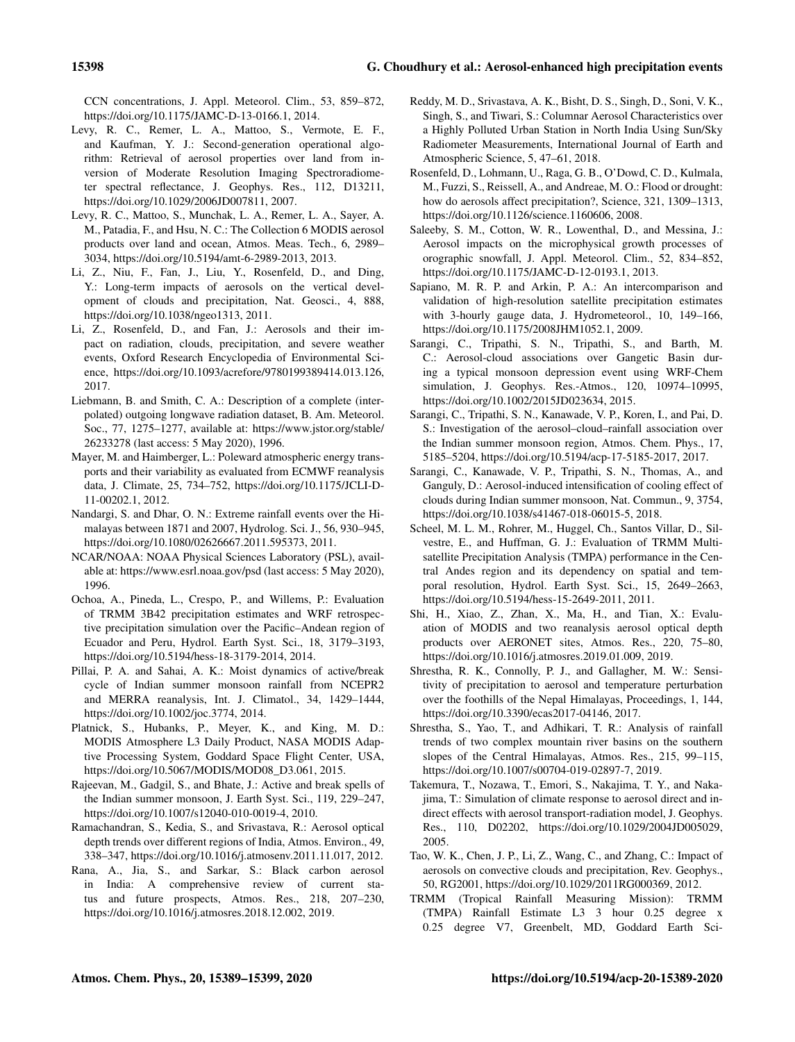CCN concentrations, J. Appl. Meteorol. Clim., 53, 859–872, https://doi.org/10.1175/JAMC-D-13-0166.1, 2014.

Levy, R. C., Remer, L. A., Mattoo, S., Vermote, E. F., and Kaufman, Y. J.: Second-generation operational algorithm: Retrieval of aerosol properties over land from inversion of Moderate Resolution Imaging Spectroradiometer spectral reflectance, J. Geophys. Res., 112, D13211, https://doi.org/10.1029/2006JD007811, 2007.

Levy, R. C., Mattoo, S., Munchak, L. A., Remer, L. A., Sayer, A. M., Patadia, F., and Hsu, N. C.: The Collection 6 MODIS aerosol products over land and ocean, Atmos. Meas. Tech., 6, 2989–3034, https://doi.org/10.5194/amt-6-2989-2013, 2013.

Li, Z., Niu, F., Fan, J., Liu, Y., Rosenfeld, D., and Ding, Y.: Long-term impacts of aerosols on the vertical development of clouds and precipitation, Nat. Geosci., 4, 888, https://doi.org/10.1038/ngeo1313, 2011.

Li, Z., Rosenfeld, D., and Fan, J.: Aerosols and their impact on radiation, clouds, precipitation, and severe weather events, Oxford Research Encyclopedia of Environmental Science, https://doi.org/10.1093/acrefore/9780199389414.013.126, 2017.

Liebmann, B. and Smith, C. A.: Description of a complete (interpolated) outgoing longwave radiation dataset, B. Am. Meteorol. Soc., 77, 1275–1277, available at: https://www.jstor.org/stable/26233278 (last access: 5 May 2020), 1996.

Mayer, M. and Haimberger, L.: Poleward atmospheric energy transports and their variability as evaluated from ECMWF reanalysis data, J. Climate, 25, 734–752, https://doi.org/10.1175/JCLI-D-11-00202.1, 2012.

Nandargi, S. and Dhar, O. N.: Extreme rainfall events over the Himalayas between 1871 and 2007, Hydrolog. Sci. J., 56, 930–945, https://doi.org/10.1080/02626667.2011.595373, 2011.

NCAR/NOAA: NOAA Physical Sciences Laboratory (PSL), available at: https://www.esrl.noaa.gov/psd (last access: 5 May 2020), 1996.

Ochoa, A., Pineda, L., Crespo, P., and Willems, P.: Evaluation of TRMM 3B42 precipitation estimates and WRF retrospective precipitation simulation over the Pacific–Andean region of Ecuador and Peru, Hydrol. Earth Syst. Sci., 18, 3179–3193, https://doi.org/10.5194/hess-18-3179-2014, 2014.

Pillai, P. A. and Sahai, A. K.: Moist dynamics of active/break cycle of Indian summer monsoon rainfall from NCEPR2 and MERRA reanalysis, Int. J. Climatol., 34, 1429–1444, https://doi.org/10.1002/joc.3774, 2014.

Platnick, S., Hubanks, P., Meyer, K., and King, M. D.: MODIS Atmosphere L3 Daily Product, NASA MODIS Adaptive Processing System, Goddard Space Flight Center, USA, https://doi.org/10.5067/MODIS/MOD08_D3.061, 2015.

Rajeevan, M., Gadgil, S., and Bhate, J.: Active and break spells of the Indian summer monsoon, J. Earth Syst. Sci., 119, 229–247, https://doi.org/10.1007/s12040-010-0019-4, 2010.

Ramachandran, S., Kedia, S., and Srivastava, R.: Aerosol optical depth trends over different regions of India, Atmos. Environ., 49, 338–347, https://doi.org/10.1016/j.atmosenv.2011.11.017, 2012.

Rana, A., Jia, S., and Sarkar, S.: Black carbon aerosol in India: A comprehensive review of current status and future prospects, Atmos. Res., 218, 207–230, https://doi.org/10.1016/j.atmosres.2018.12.002, 2019.

Reddy, M. D., Srivastava, A. K., Bisht, D. S., Singh, D., Soni, V. K., Singh, S., and Tiwari, S.: Columnar Aerosol Characteristics over a Highly Polluted Urban Station in North India Using Sun/Sky Radiometer Measurements, International Journal of Earth and Atmospheric Science, 5, 47–61, 2018.

Rosenfeld, D., Lohmann, U., Raga, G. B., O'Dowd, C. D., Kulmala, M., Fuzzi, S., Reissell, A., and Andreae, M. O.: Flood or drought: how do aerosols affect precipitation?, Science, 321, 1309–1313, https://doi.org/10.1126/science.1160606, 2008.

Saleeby, S. M., Cotton, W. R., Lowenthal, D., and Messina, J.: Aerosol impacts on the microphysical growth processes of orographic snowfall, J. Appl. Meteorol. Clim., 52, 834–852, https://doi.org/10.1175/JAMC-D-12-0193.1, 2013.

Sapiano, M. R. P. and Arkin, P. A.: An intercomparison and validation of high-resolution satellite precipitation estimates with 3-hourly gauge data, J. Hydrometeorol., 10, 149–166, https://doi.org/10.1175/2008JHM1052.1, 2009.

Sarangi, C., Tripathi, S. N., Tripathi, S., and Barth, M. C.: Aerosol-cloud associations over Gangetic Basin during a typical monsoon depression event using WRF-Chem simulation, J. Geophys. Res.-Atmos., 120, 10974–10995, https://doi.org/10.1002/2015JD023634, 2015.

Sarangi, C., Tripathi, S. N., Kanawade, V. P., Koren, I., and Pai, D. S.: Investigation of the aerosol–cloud–rainfall association over the Indian summer monsoon region, Atmos. Chem. Phys., 17, 5185–5204, https://doi.org/10.5194/acp-17-5185-2017, 2017.

Sarangi, C., Kanawade, V. P., Tripathi, S. N., Thomas, A., and Ganguly, D.: Aerosol-induced intensification of cooling effect of clouds during Indian summer monsoon, Nat. Commun., 9, 3754, https://doi.org/10.1038/s41467-018-06015-5, 2018.

Scheel, M. L. M., Rohrer, M., Huggel, Ch., Santos Villar, D., Silvestre, E., and Huffman, G. J.: Evaluation of TRMM Multi-satellite Precipitation Analysis (TMPA) performance in the Central Andes region and its dependency on spatial and temporal resolution, Hydrol. Earth Syst. Sci., 15, 2649–2663, https://doi.org/10.5194/hess-15-2649-2011, 2011.

Shi, H., Xiao, Z., Zhan, X., Ma, H., and Tian, X.: Evaluation of MODIS and two reanalysis aerosol optical depth products over AERONET sites, Atmos. Res., 220, 75–80, https://doi.org/10.1016/j.atmosres.2019.01.009, 2019.

Shrestha, R. K., Connolly, P. J., and Gallagher, M. W.: Sensitivity of precipitation to aerosol and temperature perturbation over the foothills of the Nepal Himalayas, Proceedings, 1, 144, https://doi.org/10.3390/ecas2017-04146, 2017.

Shrestha, S., Yao, T., and Adhikari, T. R.: Analysis of rainfall trends of two complex mountain river basins on the southern slopes of the Central Himalayas, Atmos. Res., 215, 99–115, https://doi.org/10.1007/s00704-019-02897-7, 2019.

Takemura, T., Nozawa, T., Emori, S., Nakajima, T. Y., and Nakajima, T.: Simulation of climate response to aerosol direct and indirect effects with aerosol transport-radiation model, J. Geophys. Res., 110, D02202, https://doi.org/10.1029/2004JD005029, 2005.

Tao, W. K., Chen, J. P., Li, Z., Wang, C., and Zhang, C.: Impact of aerosols on convective clouds and precipitation, Rev. Geophys., 50, RG2001, https://doi.org/10.1029/2011RG000369, 2012.

TRMM (Tropical Rainfall Measuring Mission): TRMM (TMPA) Rainfall Estimate L3 3 hour 0.25 degree x 0.25 degree V7, Greenbelt, MD, Goddard Earth Sci-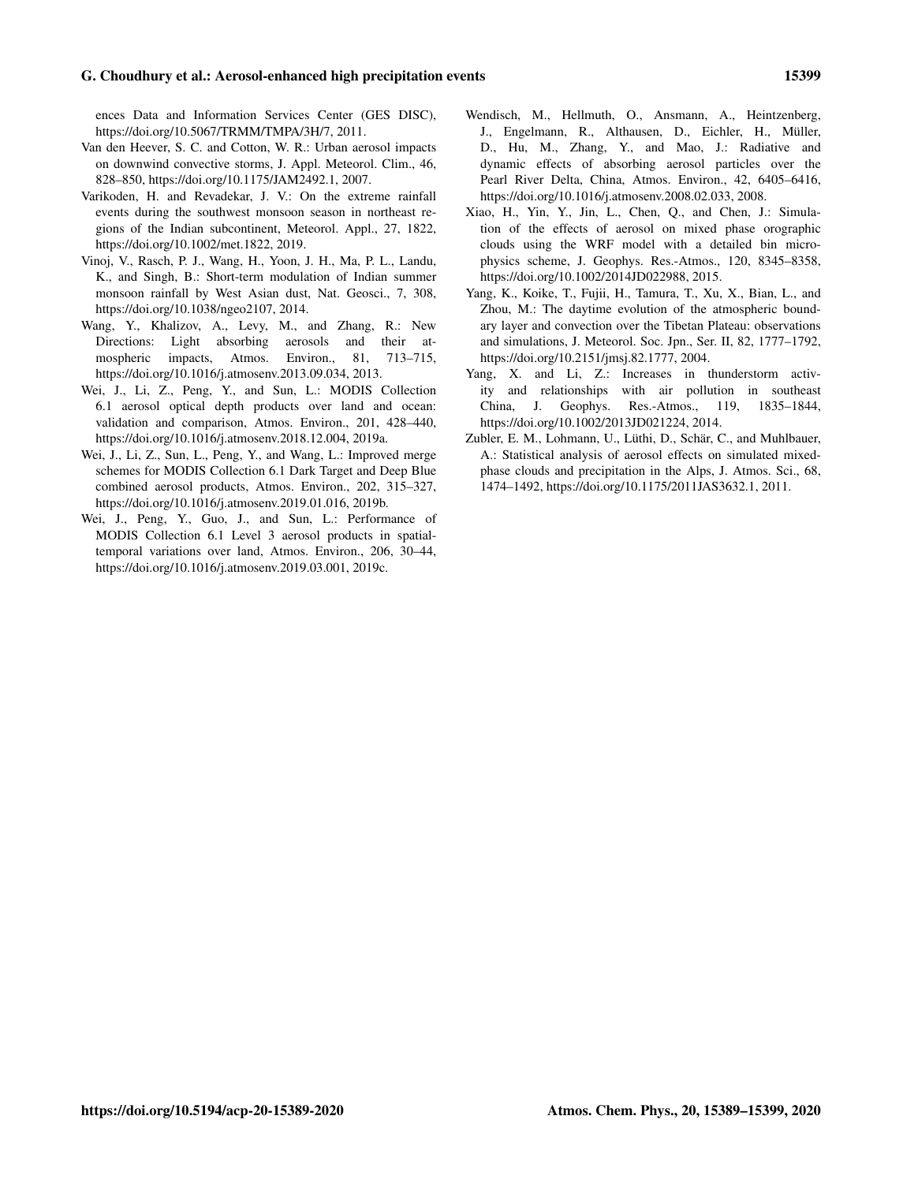ences Data and Information Services Center (GES DISC), https://doi.org/10.5067/TRMM/TMPA/3H/7, 2011.

Van den Heever, S. C. and Cotton, W. R.: Urban aerosol impacts on downwind convective storms, J. Appl. Meteorol. Clim., 46, 828–850, https://doi.org/10.1175/JAM2492.1, 2007.

Varikoden, H. and Revadekar, J. V.: On the extreme rainfall events during the southwest monsoon season in northeast regions of the Indian subcontinent, Meteorol. Appl., 27, 1822, https://doi.org/10.1002/met.1822, 2019.

Vinoj, V., Rasch, P. J., Wang, H., Yoon, J. H., Ma, P. L., Landu, K., and Singh, B.: Short-term modulation of Indian summer monsoon rainfall by West Asian dust, Nat. Geosci., 7, 308, https://doi.org/10.1038/ngeo2107, 2014.

Wang, Y., Khalizov, A., Levy, M., and Zhang, R.: New Directions: Light absorbing aerosols and their atmospheric impacts, Atmos. Environ., 81, 713–715, https://doi.org/10.1016/j.atmosenv.2013.09.034, 2013.

Wei, J., Li, Z., Peng, Y., and Sun, L.: MODIS Collection 6.1 aerosol optical depth products over land and ocean: validation and comparison, Atmos. Environ., 201, 428–440, https://doi.org/10.1016/j.atmosenv.2018.12.004, 2019a.

Wei, J., Li, Z., Sun, L., Peng, Y., and Wang, L.: Improved merge schemes for MODIS Collection 6.1 Dark Target and Deep Blue combined aerosol products, Atmos. Environ., 202, 315–327, https://doi.org/10.1016/j.atmosenv.2019.01.016, 2019b.

Wei, J., Peng, Y., Guo, J., and Sun, L.: Performance of MODIS Collection 6.1 Level 3 aerosol products in spatial-temporal variations over land, Atmos. Environ., 206, 30–44, https://doi.org/10.1016/j.atmosenv.2019.03.001, 2019c.

Wendisch, M., Hellmuth, O., Ansmann, A., Heintzenberg, J., Engelmann, R., Althausen, D., Eichler, H., Müller, D., Hu, M., Zhang, Y., and Mao, J.: Radiative and dynamic effects of absorbing aerosol particles over the Pearl River Delta, China, Atmos. Environ., 42, 6405–6416, https://doi.org/10.1016/j.atmosenv.2008.02.033, 2008.

Xiao, H., Yin, Y., Jin, L., Chen, Q., and Chen, J.: Simulation of the effects of aerosol on mixed phase orographic clouds using the WRF model with a detailed bin microphysics scheme, J. Geophys. Res.-Atmos., 120, 8345–8358, https://doi.org/10.1002/2014JD022988, 2015.

Yang, K., Koike, T., Fujii, H., Tamura, T., Xu, X., Bian, L., and Zhou, M.: The daytime evolution of the atmospheric boundary layer and convection over the Tibetan Plateau: observations and simulations, J. Meteorol. Soc. Jpn., Ser. II, 82, 1777–1792, https://doi.org/10.2151/jmsj.82.1777, 2004.

Yang, X. and Li, Z.: Increases in thunderstorm activity and relationships with air pollution in southeast China, J. Geophys. Res.-Atmos., 119, 1835–1844, https://doi.org/10.1002/2013JD021224, 2014.

Zubler, E. M., Lohmann, U., Lüthi, D., Schär, C., and Muhlbauer, A.: Statistical analysis of aerosol effects on simulated mixed-phase clouds and precipitation in the Alps, J. Atmos. Sci., 68, 1474–1492, https://doi.org/10.1175/2011JAS3632.1, 2011.